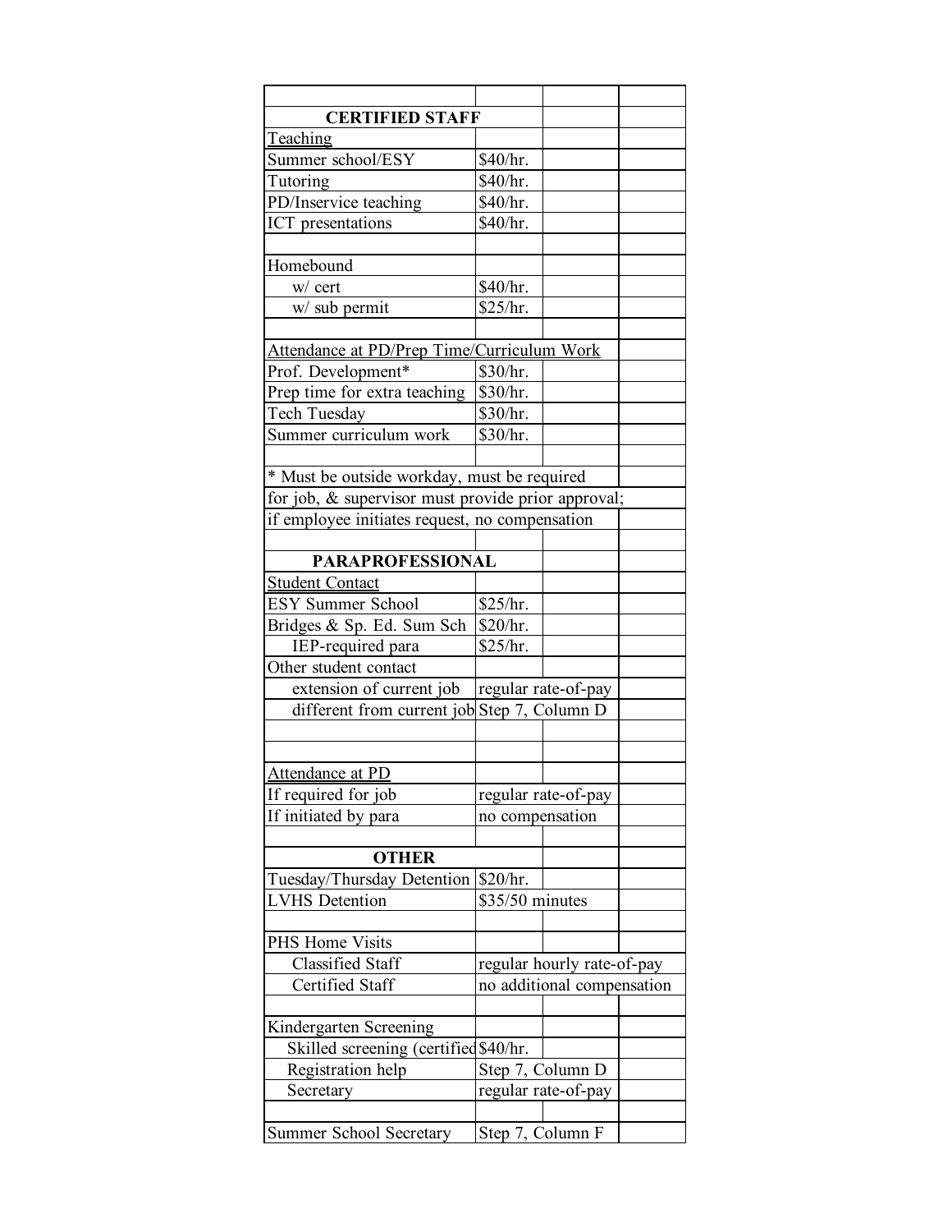| | | | |
|---|---|---|---|
| **CERTIFIED STAFF** | | | |
| Teaching | | | |
| Summer school/ESY | $40/hr. | | |
| Tutoring | $40/hr. | | |
| PD/Inservice teaching | $40/hr. | | |
| ICT presentations | $40/hr. | | |
| | | | |
| Homebound | | | |
| w/ cert | $40/hr. | | |
| w/ sub permit | $25/hr. | | |
| | | | |
| Attendance at PD/Prep Time/Curriculum Work | | | |
| Prof. Development* | $30/hr. | | |
| Prep time for extra teaching | $30/hr. | | |
| Tech Tuesday | $30/hr. | | |
| Summer curriculum work | $30/hr. | | |
| | | | |
| * Must be outside workday, must be required | | | |
| for job, & supervisor must provide prior approval; | | | |
| if employee initiates request, no compensation | | | |
| | | | |
| **PARAPROFESSIONAL** | | | |
| Student Contact | | | |
| ESY Summer School | $25/hr. | | |
| Bridges & Sp. Ed. Sum Sch | $20/hr. | | |
| IEP-required para | $25/hr. | | |
| Other student contact | | | |
| extension of current job | regular rate-of-pay | | |
| different from current job | Step 7, Column D | | |
| | | | |
| | | | |
| Attendance at PD | | | |
| If required for job | regular rate-of-pay | | |
| If initiated by para | no compensation | | |
| | | | |
| **OTHER** | | | |
| Tuesday/Thursday Detention | $20/hr. | | |
| LVHS Detention | $35/50 minutes | | |
| | | | |
| PHS Home Visits | | | |
| Classified Staff | regular hourly rate-of-pay | | |
| Certified Staff | no additional compensation | | |
| | | | |
| Kindergarten Screening | | | |
| Skilled screening (certified | $40/hr. | | |
| Registration help | Step 7, Column D | | |
| Secretary | regular rate-of-pay | | |
| | | | |
| Summer School Secretary | Step 7, Column F | | |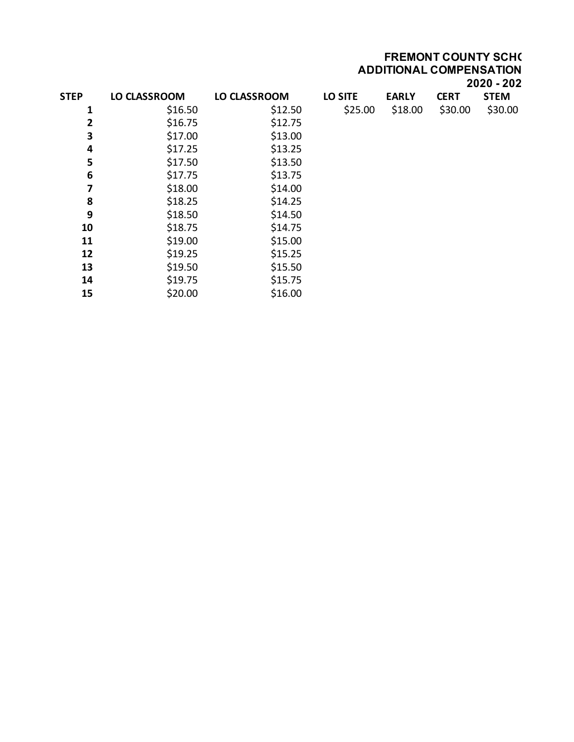**FREMONT COUNTY SCHO**
**ADDITIONAL COMPENSATION**
**2020 - 202**

| STEP | LO CLASSROOM | LO CLASSROOM | LO SITE | EARLY | CERT | STEM |
|---|---|---|---|---|---|---|
| 1 | $16.50 | $12.50 | $25.00 | $18.00 | $30.00 | $30.00 |
| 2 | $16.75 | $12.75 | | | | |
| 3 | $17.00 | $13.00 | | | | |
| 4 | $17.25 | $13.25 | | | | |
| 5 | $17.50 | $13.50 | | | | |
| 6 | $17.75 | $13.75 | | | | |
| 7 | $18.00 | $14.00 | | | | |
| 8 | $18.25 | $14.25 | | | | |
| 9 | $18.50 | $14.50 | | | | |
| 10 | $18.75 | $14.75 | | | | |
| 11 | $19.00 | $15.00 | | | | |
| 12 | $19.25 | $15.25 | | | | |
| 13 | $19.50 | $15.50 | | | | |
| 14 | $19.75 | $15.75 | | | | |
| 15 | $20.00 | $16.00 | | | | |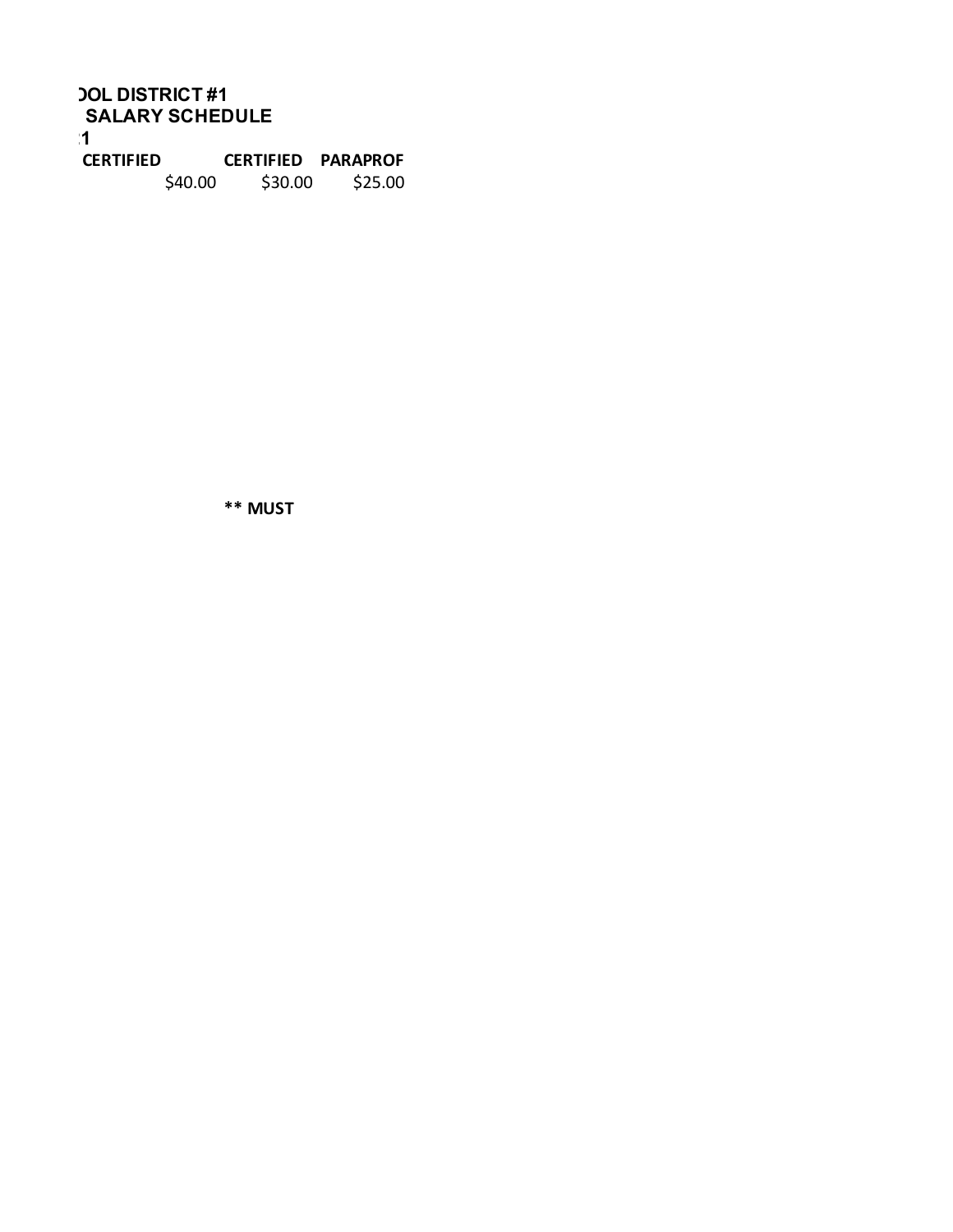**OOL DISTRICT #1**
**SALARY SCHEDULE**
**1**

| CERTIFIED | CERTIFIED | PARAPROF |
|---|---|---|
| $40.00 | $30.00 | $25.00 |

**** MUST**